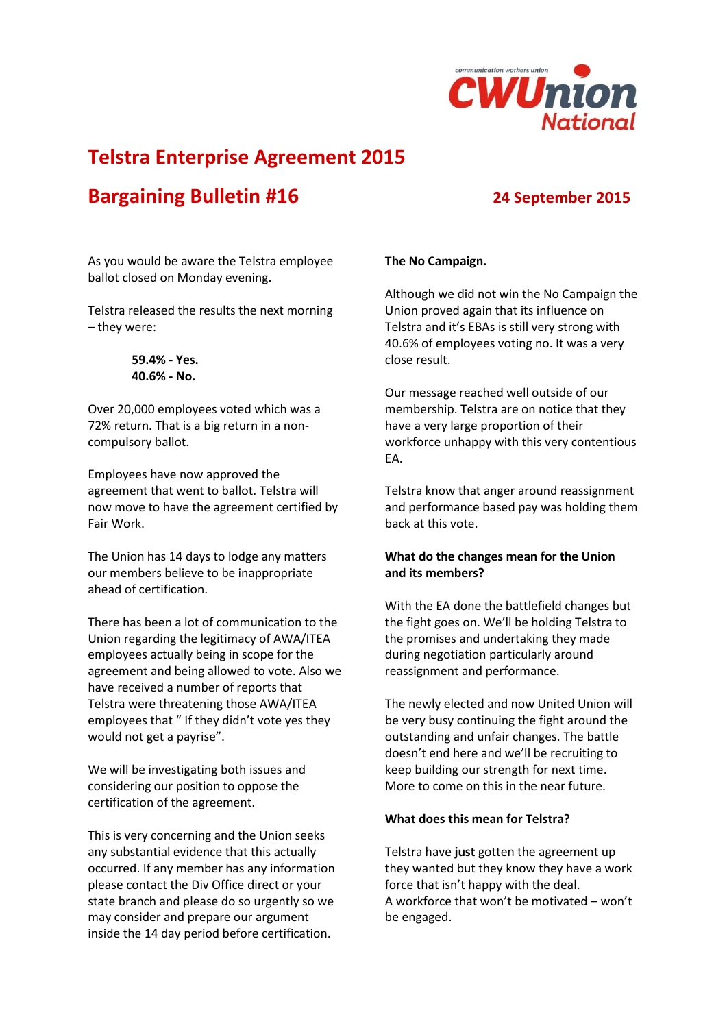communication workers union
**CWUnion National**

# Telstra Enterprise Agreement 2015

## Bargaining Bulletin #16

**24 September 2015**

As you would be aware the Telstra employee ballot closed on Monday evening.

Telstra released the results the next morning – they were:

> **59.4% - Yes.**
> **40.6% - No.**

Over 20,000 employees voted which was a 72% return. That is a big return in a non-compulsory ballot.

Employees have now approved the agreement that went to ballot. Telstra will now move to have the agreement certified by Fair Work.

The Union has 14 days to lodge any matters our members believe to be inappropriate ahead of certification.

There has been a lot of communication to the Union regarding the legitimacy of AWA/ITEA employees actually being in scope for the agreement and being allowed to vote. Also we have received a number of reports that Telstra were threatening those AWA/ITEA employees that " If they didn't vote yes they would not get a payrise".

We will be investigating both issues and considering our position to oppose the certification of the agreement.

This is very concerning and the Union seeks any substantial evidence that this actually occurred. If any member has any information please contact the Div Office direct or your state branch and please do so urgently so we may consider and prepare our argument inside the 14 day period before certification.

**The No Campaign.**

Although we did not win the No Campaign the Union proved again that its influence on Telstra and it's EBAs is still very strong with 40.6% of employees voting no. It was a very close result.

Our message reached well outside of our membership. Telstra are on notice that they have a very large proportion of their workforce unhappy with this very contentious EA.

Telstra know that anger around reassignment and performance based pay was holding them back at this vote.

**What do the changes mean for the Union and its members?**

With the EA done the battlefield changes but the fight goes on. We'll be holding Telstra to the promises and undertaking they made during negotiation particularly around reassignment and performance.

The newly elected and now United Union will be very busy continuing the fight around the outstanding and unfair changes. The battle doesn't end here and we'll be recruiting to keep building our strength for next time. More to come on this in the near future.

**What does this mean for Telstra?**

Telstra have **just** gotten the agreement up they wanted but they know they have a work force that isn't happy with the deal.
A workforce that won't be motivated – won't be engaged.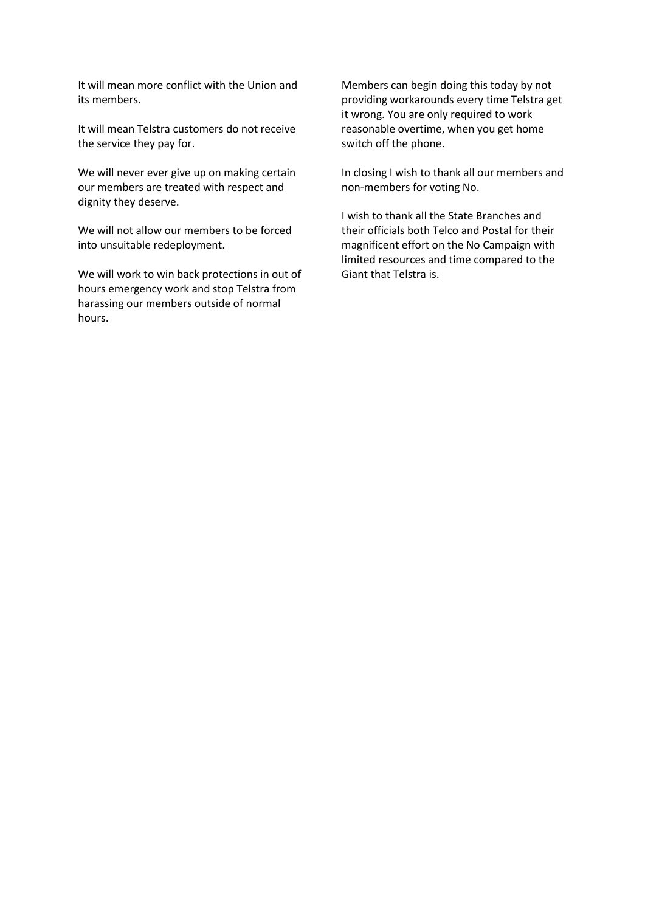It will mean more conflict with the Union and its members.

It will mean Telstra customers do not receive the service they pay for.

We will never ever give up on making certain our members are treated with respect and dignity they deserve.

We will not allow our members to be forced into unsuitable redeployment.

We will work to win back protections in out of hours emergency work and stop Telstra from harassing our members outside of normal hours.

Members can begin doing this today by not providing workarounds every time Telstra get it wrong. You are only required to work reasonable overtime, when you get home switch off the phone.

In closing I wish to thank all our members and non-members for voting No.

I wish to thank all the State Branches and their officials both Telco and Postal for their magnificent effort on the No Campaign with limited resources and time compared to the Giant that Telstra is.